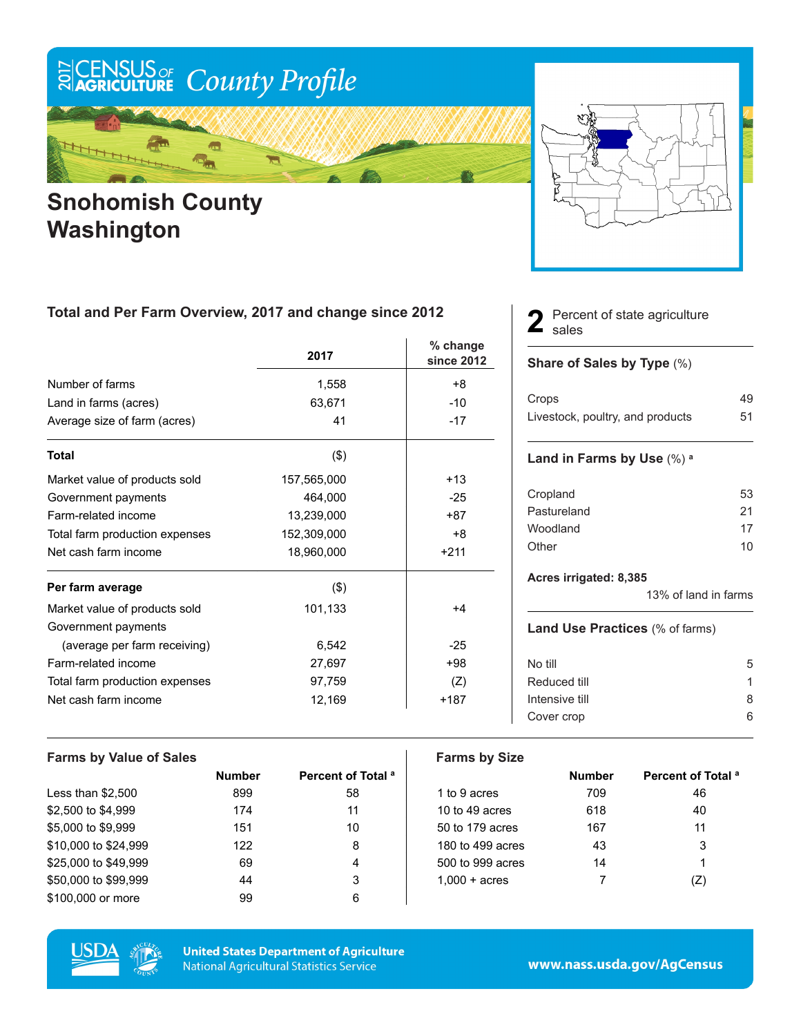# 2017 Census of Agriculture County Profile

# Snohomish County Washington

## Total and Per Farm Overview, 2017 and change since 2012

| | 2017 | % change since 2012 |
|---|---|---|
| Number of farms | 1,558 | +8 |
| Land in farms (acres) | 63,671 | -10 |
| Average size of farm (acres) | 41 | -17 |
| **Total** | ($) | |
| Market value of products sold | 157,565,000 | +13 |
| Government payments | 464,000 | -25 |
| Farm-related income | 13,239,000 | +87 |
| Total farm production expenses | 152,309,000 | +8 |
| Net cash farm income | 18,960,000 | +211 |
| **Per farm average** | ($) | |
| Market value of products sold | 101,133 | +4 |
| Government payments (average per farm receiving) | 6,542 | -25 |
| Farm-related income | 27,697 | +98 |
| Total farm production expenses | 97,759 | (Z) |
| Net cash farm income | 12,169 | +187 |

**2** Percent of state agriculture sales

### Share of Sales by Type (%)

| | |
|---|---|
| Crops | 49 |
| Livestock, poultry, and products | 51 |

### Land in Farms by Use (%) [a]

| | |
|---|---|
| Cropland | 53 |
| Pastureland | 21 |
| Woodland | 17 |
| Other | 10 |

**Acres irrigated: 8,385**

13% of land in farms

### Land Use Practices (% of farms)

| | |
|---|---|
| No till | 5 |
| Reduced till | 1 |
| Intensive till | 8 |
| Cover crop | 6 |

## Farms by Value of Sales

| | Number | Percent of Total [a] |
|---|---|---|
| Less than $2,500 | 899 | 58 |
| $2,500 to $4,999 | 174 | 11 |
| $5,000 to $9,999 | 151 | 10 |
| $10,000 to $24,999 | 122 | 8 |
| $25,000 to $49,999 | 69 | 4 |
| $50,000 to $99,999 | 44 | 3 |
| $100,000 or more | 99 | 6 |

## Farms by Size

| | Number | Percent of Total [a] |
|---|---|---|
| 1 to 9 acres | 709 | 46 |
| 10 to 49 acres | 618 | 40 |
| 50 to 179 acres | 167 | 11 |
| 180 to 499 acres | 43 | 3 |
| 500 to 999 acres | 14 | 1 |
| 1,000 + acres | 7 | (Z) |

United States Department of Agriculture
National Agricultural Statistics Service

www.nass.usda.gov/AgCensus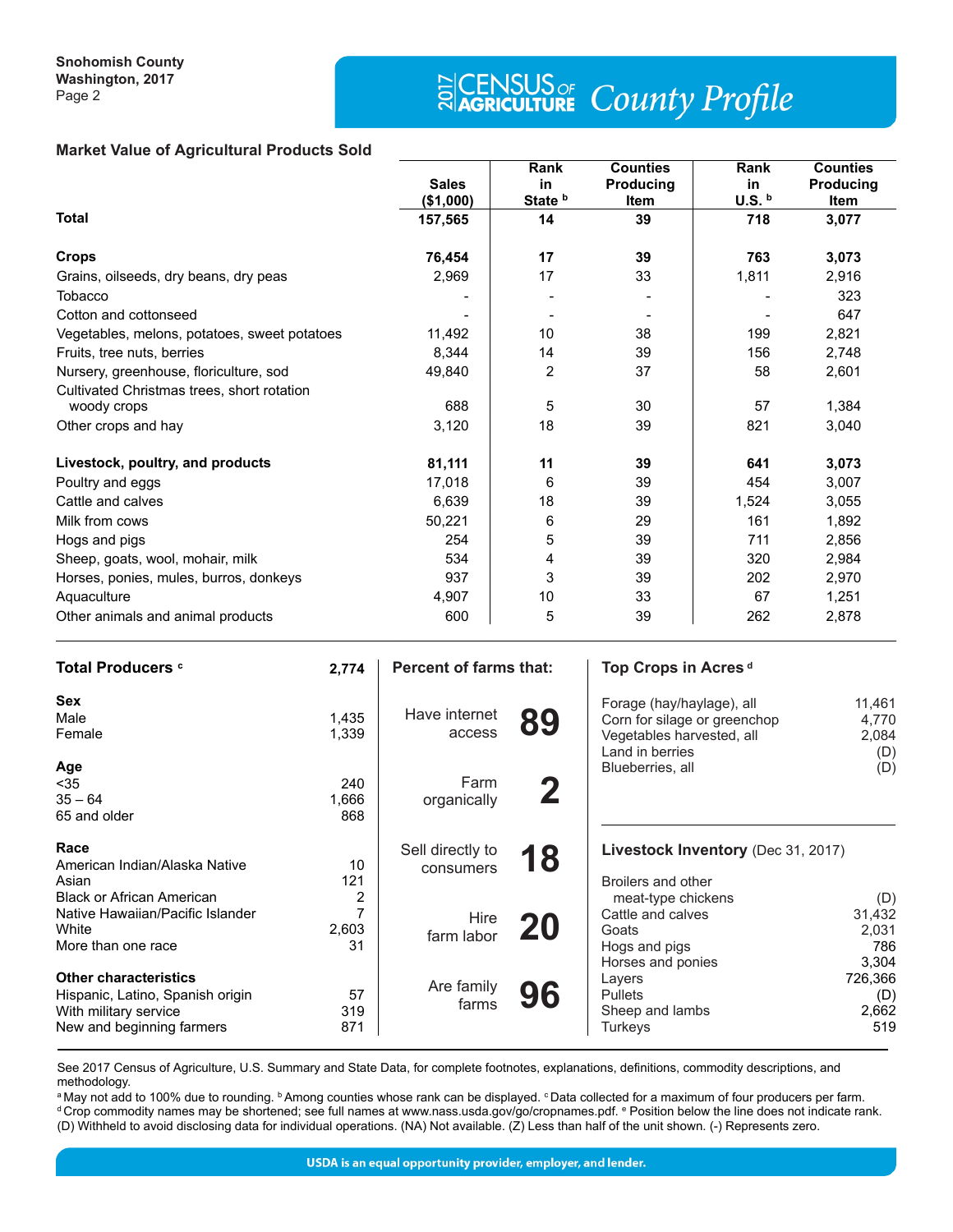Snohomish County
Washington, 2017

# 2017 Census of Agriculture County Profile

## Market Value of Agricultural Products Sold

| | Sales ($1,000) | Rank in State [b] | Counties Producing Item | Rank in U.S. [b] | Counties Producing Item |
|---|---|---|---|---|---|
| **Total** | **157,565** | **14** | **39** | **718** | **3,077** |
| **Crops** | **76,454** | **17** | **39** | **763** | **3,073** |
| Grains, oilseeds, dry beans, dry peas | 2,969 | 17 | 33 | 1,811 | 2,916 |
| Tobacco | - | - | - | - | 323 |
| Cotton and cottonseed | - | - | - | - | 647 |
| Vegetables, melons, potatoes, sweet potatoes | 11,492 | 10 | 38 | 199 | 2,821 |
| Fruits, tree nuts, berries | 8,344 | 14 | 39 | 156 | 2,748 |
| Nursery, greenhouse, floriculture, sod | 49,840 | 2 | 37 | 58 | 2,601 |
| Cultivated Christmas trees, short rotation woody crops | 688 | 5 | 30 | 57 | 1,384 |
| Other crops and hay | 3,120 | 18 | 39 | 821 | 3,040 |
| **Livestock, poultry, and products** | **81,111** | **11** | **39** | **641** | **3,073** |
| Poultry and eggs | 17,018 | 6 | 39 | 454 | 3,007 |
| Cattle and calves | 6,639 | 18 | 39 | 1,524 | 3,055 |
| Milk from cows | 50,221 | 6 | 29 | 161 | 1,892 |
| Hogs and pigs | 254 | 5 | 39 | 711 | 2,856 |
| Sheep, goats, wool, mohair, milk | 534 | 4 | 39 | 320 | 2,984 |
| Horses, ponies, mules, burros, donkeys | 937 | 3 | 39 | 202 | 2,970 |
| Aquaculture | 4,907 | 10 | 33 | 67 | 1,251 |
| Other animals and animal products | 600 | 5 | 39 | 262 | 2,878 |

## Total Producers [c] 2,774

| | |
|---|---|
| **Sex** | |
| Male | 1,435 |
| Female | 1,339 |
| **Age** | |
| <35 | 240 |
| 35 – 64 | 1,666 |
| 65 and older | 868 |
| **Race** | |
| American Indian/Alaska Native | 10 |
| Asian | 121 |
| Black or African American | 2 |
| Native Hawaiian/Pacific Islander | 7 |
| White | 2,603 |
| More than one race | 31 |
| **Other characteristics** | |
| Hispanic, Latino, Spanish origin | 57 |
| With military service | 319 |
| New and beginning farmers | 871 |

## Percent of farms that:

| | |
|---|---|
| Have internet access | 89 |
| Farm organically | 2 |
| Sell directly to consumers | 18 |
| Hire farm labor | 20 |
| Are family farms | 96 |

## Top Crops in Acres [d]

| | |
|---|---|
| Forage (hay/haylage), all | 11,461 |
| Corn for silage or greenchop | 4,770 |
| Vegetables harvested, all | 2,084 |
| Land in berries | (D) |
| Blueberries, all | (D) |

## Livestock Inventory (Dec 31, 2017)

| | |
|---|---|
| Broilers and other meat-type chickens | (D) |
| Cattle and calves | 31,432 |
| Goats | 2,031 |
| Hogs and pigs | 786 |
| Horses and ponies | 3,304 |
| Layers | 726,366 |
| Pullets | (D) |
| Sheep and lambs | 2,662 |
| Turkeys | 519 |

See 2017 Census of Agriculture, U.S. Summary and State Data, for complete footnotes, explanations, definitions, commodity descriptions, and methodology.

[a] May not add to 100% due to rounding. [b] Among counties whose rank can be displayed. [c] Data collected for a maximum of four producers per farm. [d] Crop commodity names may be shortened; see full names at www.nass.usda.gov/go/cropnames.pdf. [e] Position below the line does not indicate rank. (D) Withheld to avoid disclosing data for individual operations. (NA) Not available. (Z) Less than half of the unit shown. (-) Represents zero.

USDA is an equal opportunity provider, employer, and lender.